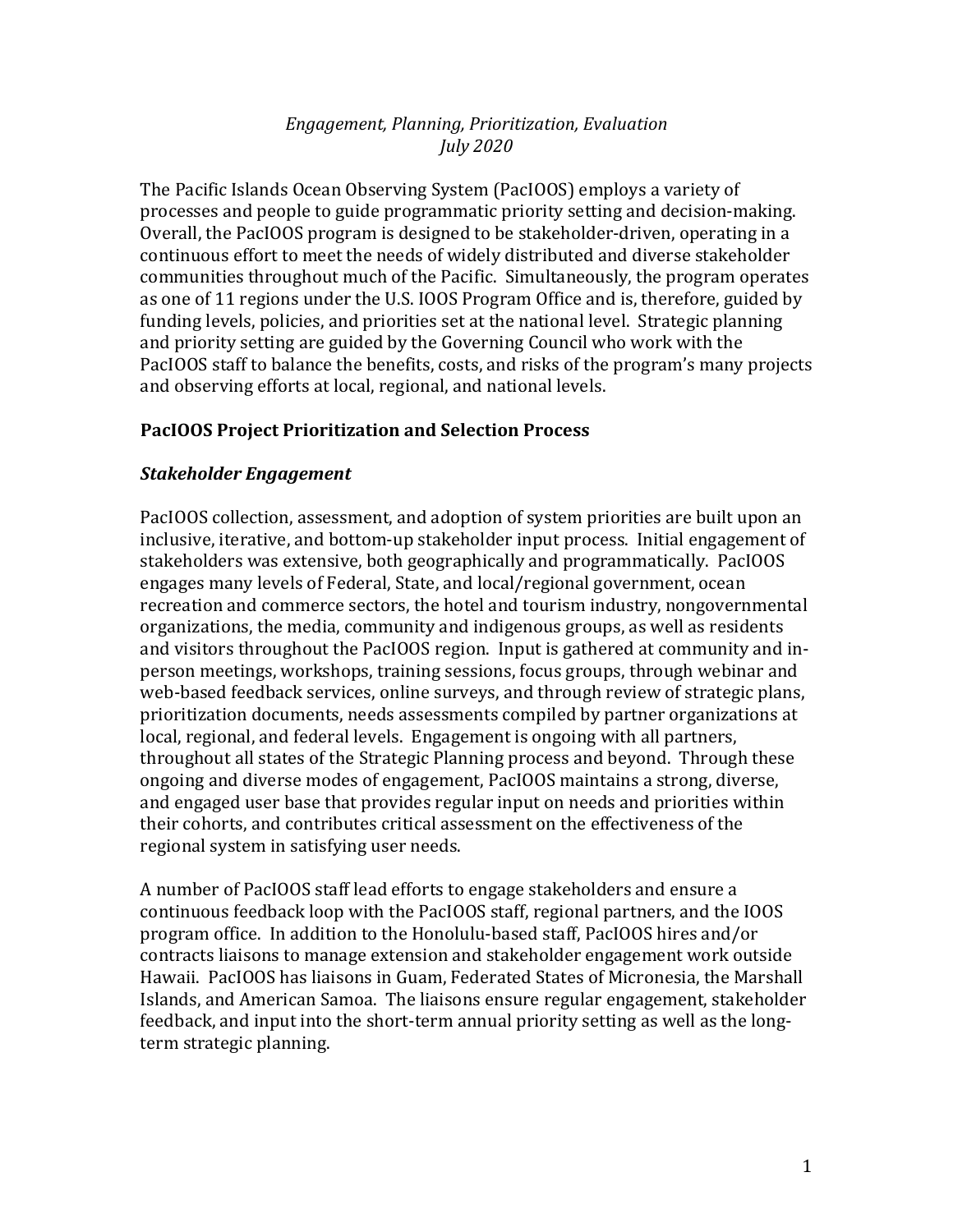*Engagement, Planning, Prioritization, Evaluation*
*July 2020*

The Pacific Islands Ocean Observing System (PacIOOS) employs a variety of processes and people to guide programmatic priority setting and decision-making. Overall, the PacIOOS program is designed to be stakeholder-driven, operating in a continuous effort to meet the needs of widely distributed and diverse stakeholder communities throughout much of the Pacific. Simultaneously, the program operates as one of 11 regions under the U.S. IOOS Program Office and is, therefore, guided by funding levels, policies, and priorities set at the national level. Strategic planning and priority setting are guided by the Governing Council who work with the PacIOOS staff to balance the benefits, costs, and risks of the program's many projects and observing efforts at local, regional, and national levels.

## PacIOOS Project Prioritization and Selection Process

### *Stakeholder Engagement*

PacIOOS collection, assessment, and adoption of system priorities are built upon an inclusive, iterative, and bottom-up stakeholder input process. Initial engagement of stakeholders was extensive, both geographically and programmatically. PacIOOS engages many levels of Federal, State, and local/regional government, ocean recreation and commerce sectors, the hotel and tourism industry, nongovernmental organizations, the media, community and indigenous groups, as well as residents and visitors throughout the PacIOOS region. Input is gathered at community and in-person meetings, workshops, training sessions, focus groups, through webinar and web-based feedback services, online surveys, and through review of strategic plans, prioritization documents, needs assessments compiled by partner organizations at local, regional, and federal levels. Engagement is ongoing with all partners, throughout all states of the Strategic Planning process and beyond. Through these ongoing and diverse modes of engagement, PacIOOS maintains a strong, diverse, and engaged user base that provides regular input on needs and priorities within their cohorts, and contributes critical assessment on the effectiveness of the regional system in satisfying user needs.

A number of PacIOOS staff lead efforts to engage stakeholders and ensure a continuous feedback loop with the PacIOOS staff, regional partners, and the IOOS program office. In addition to the Honolulu-based staff, PacIOOS hires and/or contracts liaisons to manage extension and stakeholder engagement work outside Hawaii. PacIOOS has liaisons in Guam, Federated States of Micronesia, the Marshall Islands, and American Samoa. The liaisons ensure regular engagement, stakeholder feedback, and input into the short-term annual priority setting as well as the long-term strategic planning.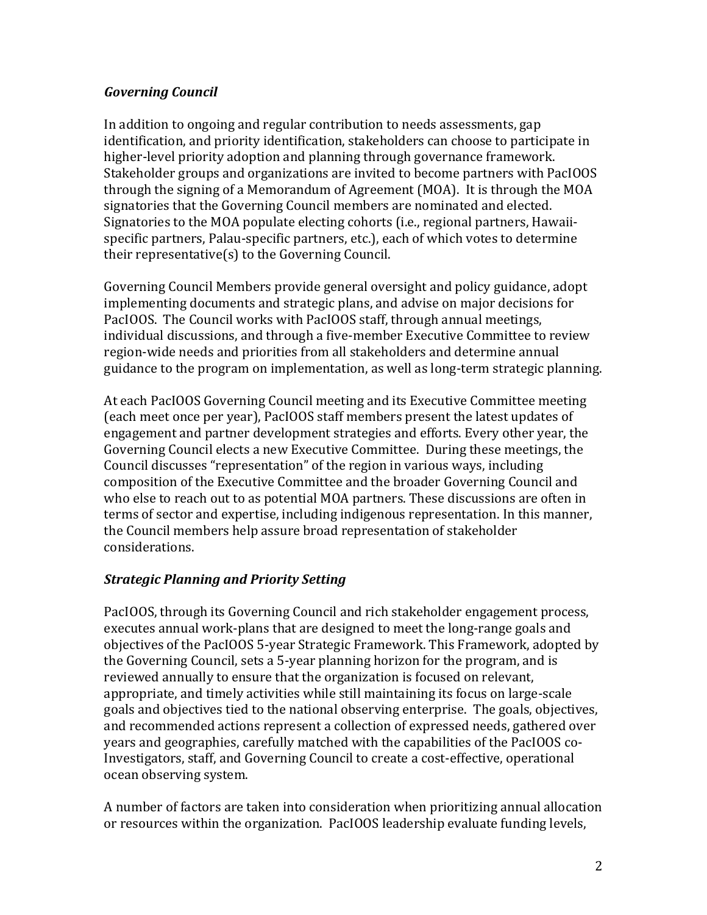### *Governing Council*

In addition to ongoing and regular contribution to needs assessments, gap identification, and priority identification, stakeholders can choose to participate in higher-level priority adoption and planning through governance framework. Stakeholder groups and organizations are invited to become partners with PacIOOS through the signing of a Memorandum of Agreement (MOA). It is through the MOA signatories that the Governing Council members are nominated and elected. Signatories to the MOA populate electing cohorts (i.e., regional partners, Hawaii-specific partners, Palau-specific partners, etc.), each of which votes to determine their representative(s) to the Governing Council.

Governing Council Members provide general oversight and policy guidance, adopt implementing documents and strategic plans, and advise on major decisions for PacIOOS. The Council works with PacIOOS staff, through annual meetings, individual discussions, and through a five-member Executive Committee to review region-wide needs and priorities from all stakeholders and determine annual guidance to the program on implementation, as well as long-term strategic planning.

At each PacIOOS Governing Council meeting and its Executive Committee meeting (each meet once per year), PacIOOS staff members present the latest updates of engagement and partner development strategies and efforts. Every other year, the Governing Council elects a new Executive Committee. During these meetings, the Council discusses "representation" of the region in various ways, including composition of the Executive Committee and the broader Governing Council and who else to reach out to as potential MOA partners. These discussions are often in terms of sector and expertise, including indigenous representation. In this manner, the Council members help assure broad representation of stakeholder considerations.

### *Strategic Planning and Priority Setting*

PacIOOS, through its Governing Council and rich stakeholder engagement process, executes annual work-plans that are designed to meet the long-range goals and objectives of the PacIOOS 5-year Strategic Framework. This Framework, adopted by the Governing Council, sets a 5-year planning horizon for the program, and is reviewed annually to ensure that the organization is focused on relevant, appropriate, and timely activities while still maintaining its focus on large-scale goals and objectives tied to the national observing enterprise. The goals, objectives, and recommended actions represent a collection of expressed needs, gathered over years and geographies, carefully matched with the capabilities of the PacIOOS co-Investigators, staff, and Governing Council to create a cost-effective, operational ocean observing system.

A number of factors are taken into consideration when prioritizing annual allocation or resources within the organization. PacIOOS leadership evaluate funding levels,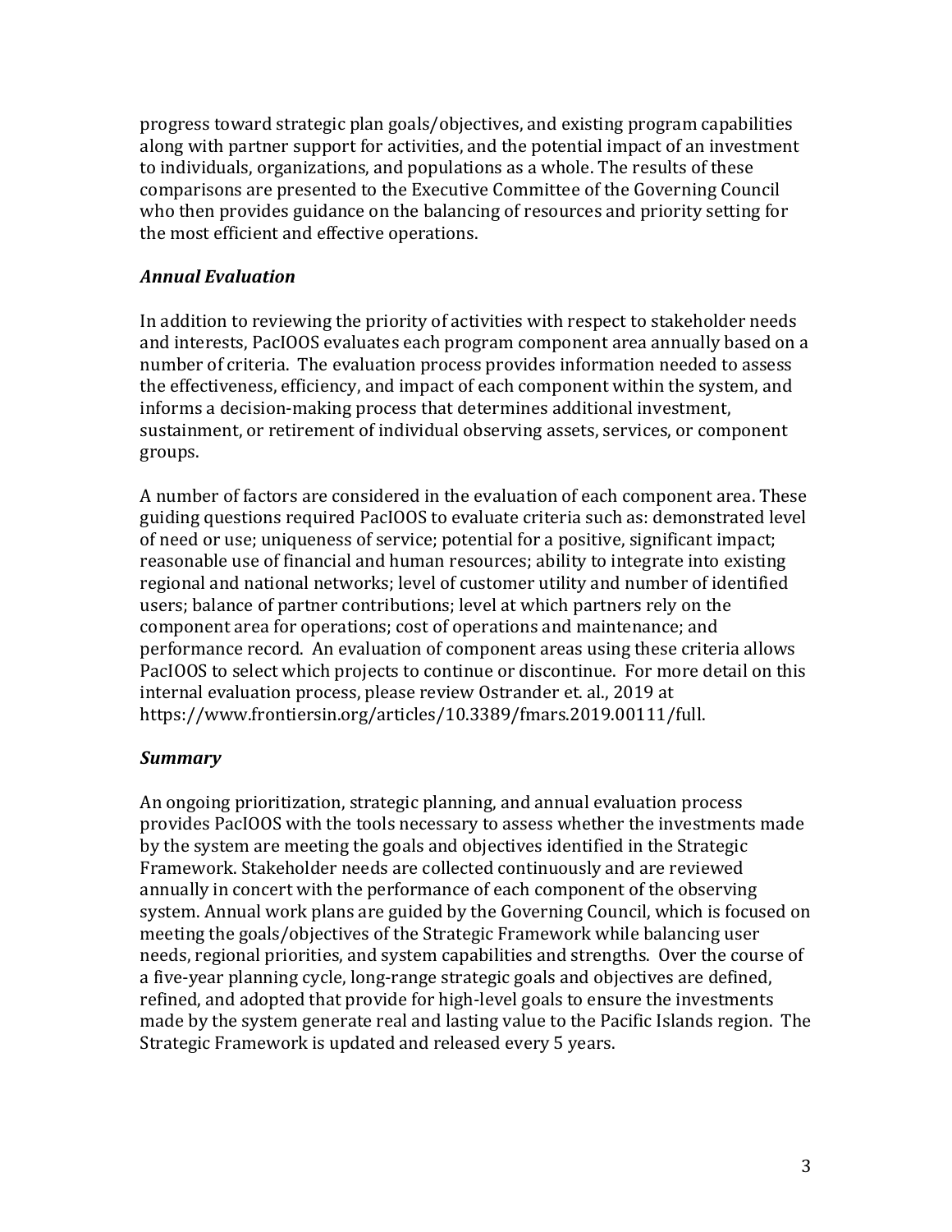progress toward strategic plan goals/objectives, and existing program capabilities along with partner support for activities, and the potential impact of an investment to individuals, organizations, and populations as a whole. The results of these comparisons are presented to the Executive Committee of the Governing Council who then provides guidance on the balancing of resources and priority setting for the most efficient and effective operations.

### *Annual Evaluation*

In addition to reviewing the priority of activities with respect to stakeholder needs and interests, PacIOOS evaluates each program component area annually based on a number of criteria. The evaluation process provides information needed to assess the effectiveness, efficiency, and impact of each component within the system, and informs a decision-making process that determines additional investment, sustainment, or retirement of individual observing assets, services, or component groups.

A number of factors are considered in the evaluation of each component area. These guiding questions required PacIOOS to evaluate criteria such as: demonstrated level of need or use; uniqueness of service; potential for a positive, significant impact; reasonable use of financial and human resources; ability to integrate into existing regional and national networks; level of customer utility and number of identified users; balance of partner contributions; level at which partners rely on the component area for operations; cost of operations and maintenance; and performance record. An evaluation of component areas using these criteria allows PacIOOS to select which projects to continue or discontinue. For more detail on this internal evaluation process, please review Ostrander et. al., 2019 at https://www.frontiersin.org/articles/10.3389/fmars.2019.00111/full.

### *Summary*

An ongoing prioritization, strategic planning, and annual evaluation process provides PacIOOS with the tools necessary to assess whether the investments made by the system are meeting the goals and objectives identified in the Strategic Framework. Stakeholder needs are collected continuously and are reviewed annually in concert with the performance of each component of the observing system. Annual work plans are guided by the Governing Council, which is focused on meeting the goals/objectives of the Strategic Framework while balancing user needs, regional priorities, and system capabilities and strengths. Over the course of a five-year planning cycle, long-range strategic goals and objectives are defined, refined, and adopted that provide for high-level goals to ensure the investments made by the system generate real and lasting value to the Pacific Islands region. The Strategic Framework is updated and released every 5 years.